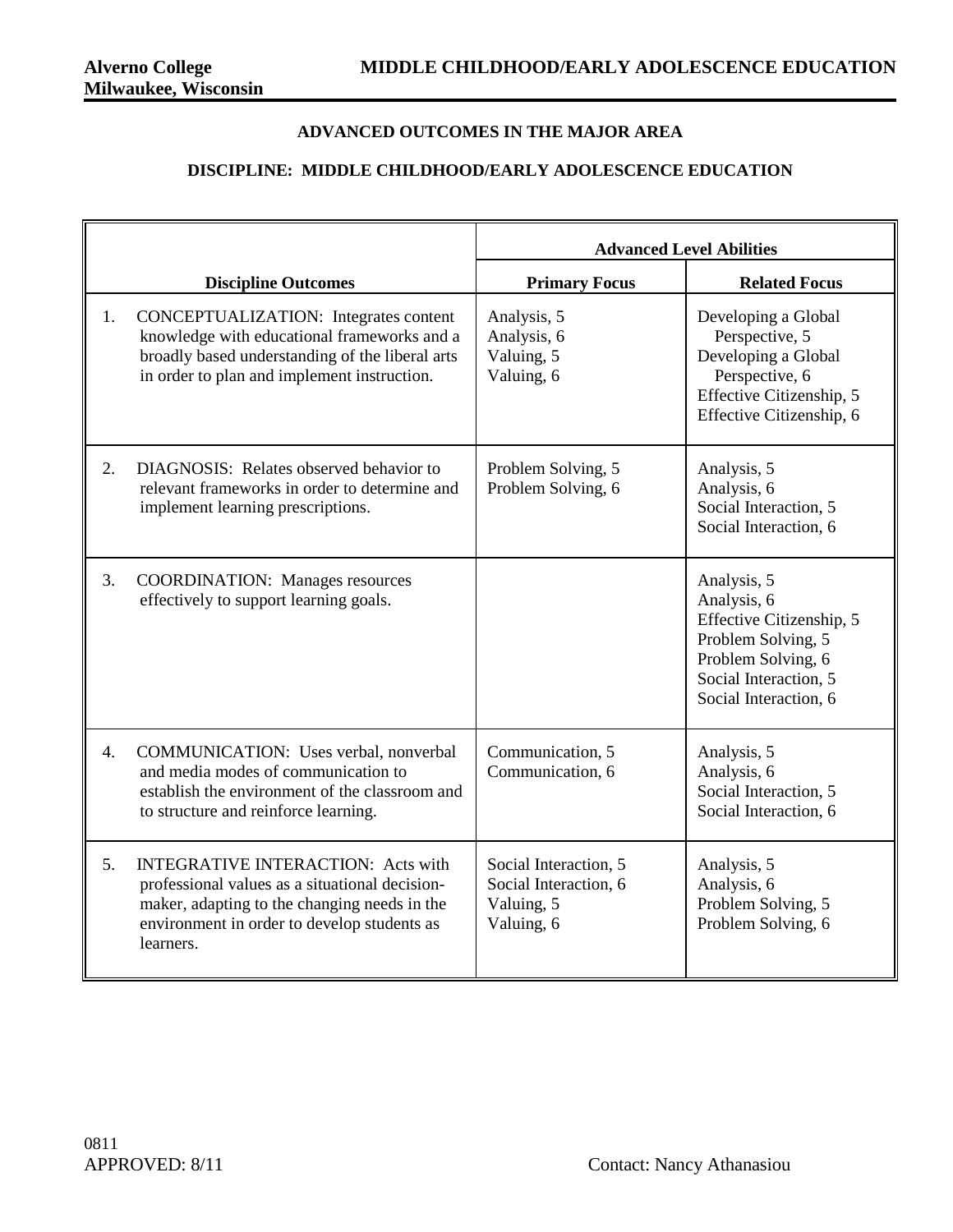**Alverno College**
**Milwaukee, Wisconsin**

**MIDDLE CHILDHOOD/EARLY ADOLESCENCE EDUCATION**

## ADVANCED OUTCOMES IN THE MAJOR AREA

## DISCIPLINE: MIDDLE CHILDHOOD/EARLY ADOLESCENCE EDUCATION

| | Advanced Level Abilities | |
|---|---|---|
| **Discipline Outcomes** | **Primary Focus** | **Related Focus** |
| 1. CONCEPTUALIZATION: Integrates content knowledge with educational frameworks and a broadly based understanding of the liberal arts in order to plan and implement instruction. | Analysis, 5<br>Analysis, 6<br>Valuing, 5<br>Valuing, 6 | Developing a Global Perspective, 5<br>Developing a Global Perspective, 6<br>Effective Citizenship, 5<br>Effective Citizenship, 6 |
| 2. DIAGNOSIS: Relates observed behavior to relevant frameworks in order to determine and implement learning prescriptions. | Problem Solving, 5<br>Problem Solving, 6 | Analysis, 5<br>Analysis, 6<br>Social Interaction, 5<br>Social Interaction, 6 |
| 3. COORDINATION: Manages resources effectively to support learning goals. | | Analysis, 5<br>Analysis, 6<br>Effective Citizenship, 5<br>Problem Solving, 5<br>Problem Solving, 6<br>Social Interaction, 5<br>Social Interaction, 6 |
| 4. COMMUNICATION: Uses verbal, nonverbal and media modes of communication to establish the environment of the classroom and to structure and reinforce learning. | Communication, 5<br>Communication, 6 | Analysis, 5<br>Analysis, 6<br>Social Interaction, 5<br>Social Interaction, 6 |
| 5. INTEGRATIVE INTERACTION: Acts with professional values as a situational decision-maker, adapting to the changing needs in the environment in order to develop students as learners. | Social Interaction, 5<br>Social Interaction, 6<br>Valuing, 5<br>Valuing, 6 | Analysis, 5<br>Analysis, 6<br>Problem Solving, 5<br>Problem Solving, 6 |

0811
APPROVED: 8/11

Contact: Nancy Athanasiou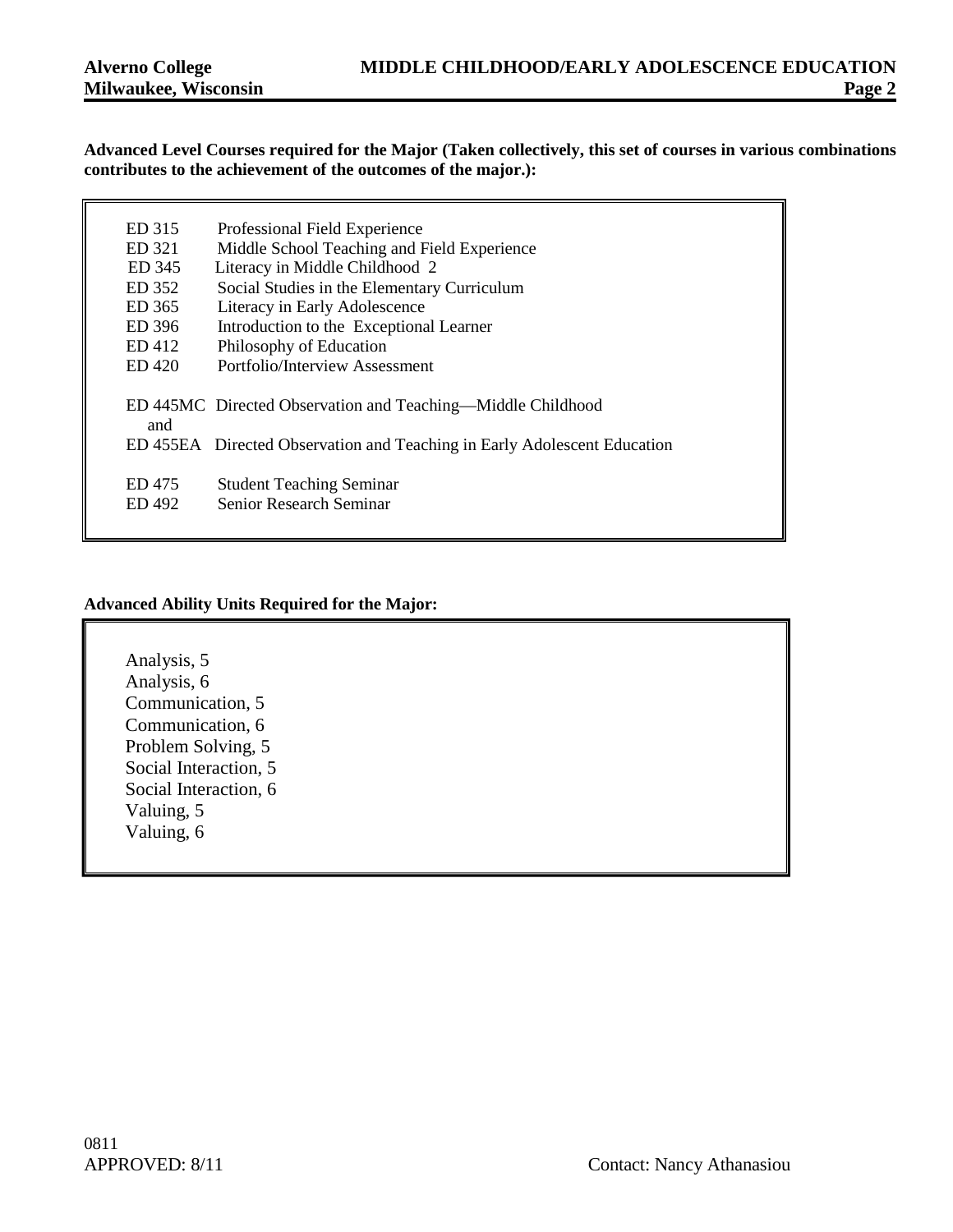**Advanced Level Courses required for the Major (Taken collectively, this set of courses in various combinations contributes to the achievement of the outcomes of the major.):**

| | |
|---|---|
| ED 315 | Professional Field Experience |
| ED 321 | Middle School Teaching and Field Experience |
| ED 345 | Literacy in Middle Childhood 2 |
| ED 352 | Social Studies in the Elementary Curriculum |
| ED 365 | Literacy in Early Adolescence |
| ED 396 | Introduction to the Exceptional Learner |
| ED 412 | Philosophy of Education |
| ED 420 | Portfolio/Interview Assessment |
| ED 445MC | Directed Observation and Teaching—Middle Childhood |
| and | |
| ED 455EA | Directed Observation and Teaching in Early Adolescent Education |
| ED 475 | Student Teaching Seminar |
| ED 492 | Senior Research Seminar |

**Advanced Ability Units Required for the Major:**

Analysis, 5
Analysis, 6
Communication, 5
Communication, 6
Problem Solving, 5
Social Interaction, 5
Social Interaction, 6
Valuing, 5
Valuing, 6

0811
APPROVED: 8/11

Contact: Nancy Athanasiou